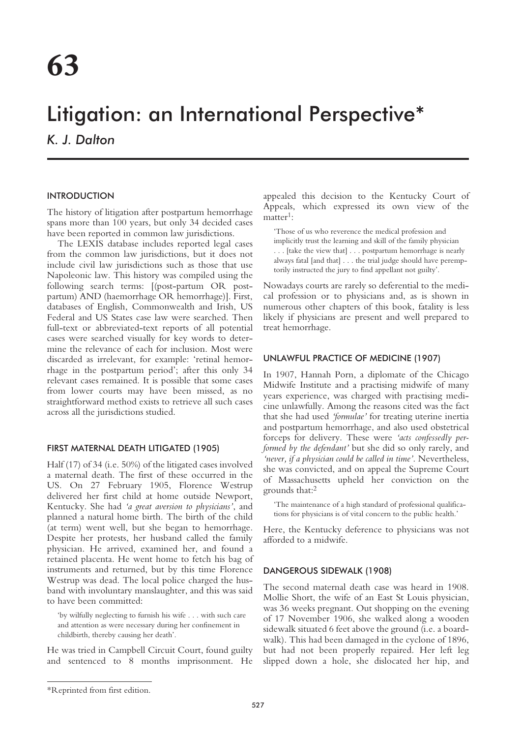// 63

# Litigation: an International Perspective*

*K. J. Dalton*

## INTRODUCTION

The history of litigation after postpartum hemorrhage spans more than 100 years, but only 34 decided cases have been reported in common law jurisdictions.

The LEXIS database includes reported legal cases from the common law jurisdictions, but it does not include civil law jurisdictions such as those that use Napoleonic law. This history was compiled using the following search terms: [(post-partum OR postpartum) AND (haemorrhage OR hemorrhage)]. First, databases of English, Commonwealth and Irish, US Federal and US States case law were searched. Then full-text or abbreviated-text reports of all potential cases were searched visually for key words to determine the relevance of each for inclusion. Most were discarded as irrelevant, for example: 'retinal hemorrhage in the postpartum period'; after this only 34 relevant cases remained. It is possible that some cases from lower courts may have been missed, as no straightforward method exists to retrieve all such cases across all the jurisdictions studied.

## FIRST MATERNAL DEATH LITIGATED (1905)

Half (17) of 34 (i.e. 50%) of the litigated cases involved a maternal death. The first of these occurred in the US. On 27 February 1905, Florence Westrup delivered her first child at home outside Newport, Kentucky. She had *'a great aversion to physicians'*, and planned a natural home birth. The birth of the child (at term) went well, but she began to hemorrhage. Despite her protests, her husband called the family physician. He arrived, examined her, and found a retained placenta. He went home to fetch his bag of instruments and returned, but by this time Florence Westrup was dead. The local police charged the husband with involuntary manslaughter, and this was said to have been committed:

> 'by wilfully neglecting to furnish his wife . . . with such care and attention as were necessary during her confinement in childbirth, thereby causing her death'.

He was tried in Campbell Circuit Court, found guilty and sentenced to 8 months imprisonment. He appealed this decision to the Kentucky Court of Appeals, which expressed its own view of the matter[1]:

> 'Those of us who reverence the medical profession and implicitly trust the learning and skill of the family physician . . . [take the view that] . . . postpartum hemorrhage is nearly always fatal [and that] . . . the trial judge should have peremptorily instructed the jury to find appellant not guilty'.

Nowadays courts are rarely so deferential to the medical profession or to physicians and, as is shown in numerous other chapters of this book, fatality is less likely if physicians are present and well prepared to treat hemorrhage.

## UNLAWFUL PRACTICE OF MEDICINE (1907)

In 1907, Hannah Porn, a diplomate of the Chicago Midwife Institute and a practising midwife of many years experience, was charged with practising medicine unlawfully. Among the reasons cited was the fact that she had used *'formulae'* for treating uterine inertia and postpartum hemorrhage, and also used obstetrical forceps for delivery. These were *'acts confessedly performed by the defendant'* but she did so only rarely, and *'never, if a physician could be called in time'*. Nevertheless, she was convicted, and on appeal the Supreme Court of Massachusetts upheld her conviction on the grounds that:[2]

> 'The maintenance of a high standard of professional qualifications for physicians is of vital concern to the public health.'

Here, the Kentucky deference to physicians was not afforded to a midwife.

## DANGEROUS SIDEWALK (1908)

The second maternal death case was heard in 1908. Mollie Short, the wife of an East St Louis physician, was 36 weeks pregnant. Out shopping on the evening of 17 November 1906, she walked along a wooden sidewalk situated 6 feet above the ground (i.e. a boardwalk). This had been damaged in the cyclone of 1896, but had not been properly repaired. Her left leg slipped down a hole, she dislocated her hip, and

*Reprinted from first edition.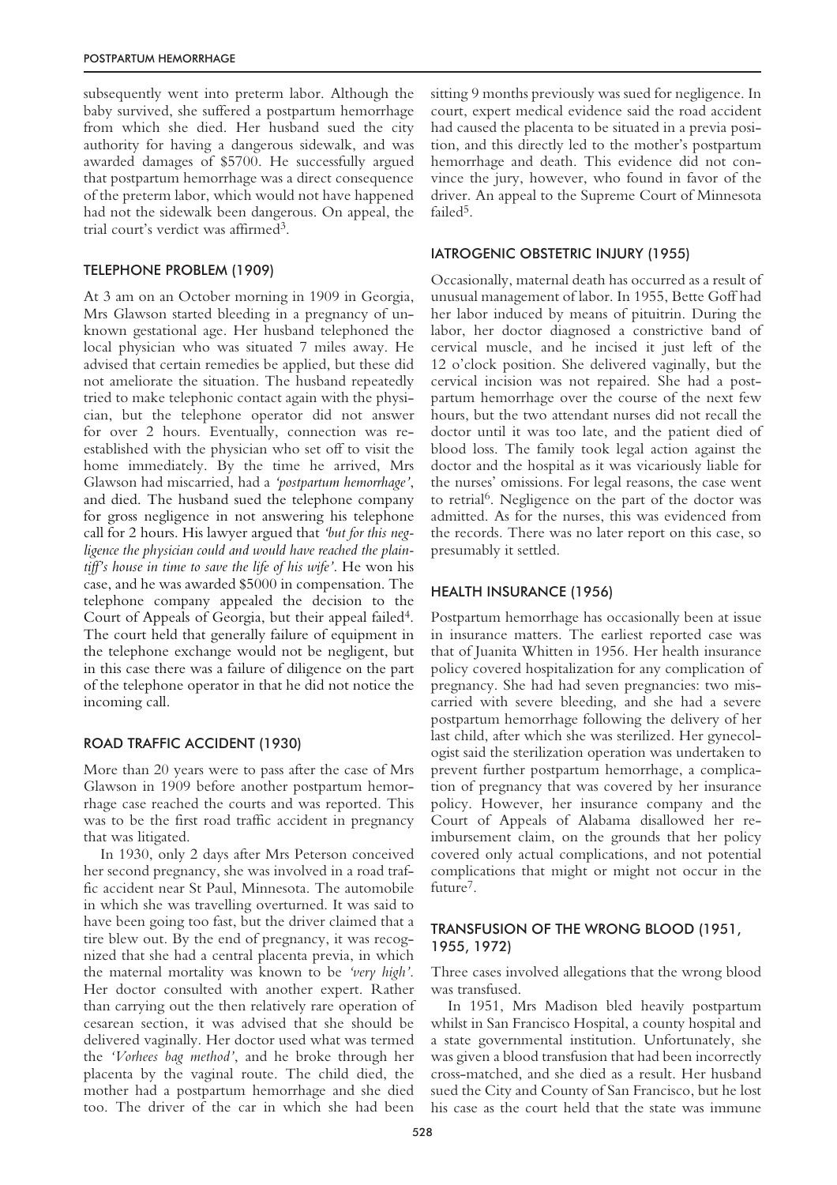subsequently went into preterm labor. Although the baby survived, she suffered a postpartum hemorrhage from which she died. Her husband sued the city authority for having a dangerous sidewalk, and was awarded damages of $5700. He successfully argued that postpartum hemorrhage was a direct consequence of the preterm labor, which would not have happened had not the sidewalk been dangerous. On appeal, the trial court's verdict was affirmed[3].

## TELEPHONE PROBLEM (1909)

At 3 am on an October morning in 1909 in Georgia, Mrs Glawson started bleeding in a pregnancy of unknown gestational age. Her husband telephoned the local physician who was situated 7 miles away. He advised that certain remedies be applied, but these did not ameliorate the situation. The husband repeatedly tried to make telephonic contact again with the physician, but the telephone operator did not answer for over 2 hours. Eventually, connection was re-established with the physician who set off to visit the home immediately. By the time he arrived, Mrs Glawson had miscarried, had a *'postpartum hemorrhage'*, and died. The husband sued the telephone company for gross negligence in not answering his telephone call for 2 hours. His lawyer argued that *'but for this negligence the physician could and would have reached the plaintiff's house in time to save the life of his wife'*. He won his case, and he was awarded $5000 in compensation. The telephone company appealed the decision to the Court of Appeals of Georgia, but their appeal failed[4]. The court held that generally failure of equipment in the telephone exchange would not be negligent, but in this case there was a failure of diligence on the part of the telephone operator in that he did not notice the incoming call.

## ROAD TRAFFIC ACCIDENT (1930)

More than 20 years were to pass after the case of Mrs Glawson in 1909 before another postpartum hemorrhage case reached the courts and was reported. This was to be the first road traffic accident in pregnancy that was litigated.

In 1930, only 2 days after Mrs Peterson conceived her second pregnancy, she was involved in a road traffic accident near St Paul, Minnesota. The automobile in which she was travelling overturned. It was said to have been going too fast, but the driver claimed that a tire blew out. By the end of pregnancy, it was recognized that she had a central placenta previa, in which the maternal mortality was known to be *'very high'*. Her doctor consulted with another expert. Rather than carrying out the then relatively rare operation of cesarean section, it was advised that she should be delivered vaginally. Her doctor used what was termed the *'Vorhees bag method'*, and he broke through her placenta by the vaginal route. The child died, the mother had a postpartum hemorrhage and she died too. The driver of the car in which she had been sitting 9 months previously was sued for negligence. In court, expert medical evidence said the road accident had caused the placenta to be situated in a previa position, and this directly led to the mother's postpartum hemorrhage and death. This evidence did not convince the jury, however, who found in favor of the driver. An appeal to the Supreme Court of Minnesota failed[5].

## IATROGENIC OBSTETRIC INJURY (1955)

Occasionally, maternal death has occurred as a result of unusual management of labor. In 1955, Bette Goff had her labor induced by means of pituitrin. During the labor, her doctor diagnosed a constrictive band of cervical muscle, and he incised it just left of the 12 o'clock position. She delivered vaginally, but the cervical incision was not repaired. She had a postpartum hemorrhage over the course of the next few hours, but the two attendant nurses did not recall the doctor until it was too late, and the patient died of blood loss. The family took legal action against the doctor and the hospital as it was vicariously liable for the nurses' omissions. For legal reasons, the case went to retrial[6]. Negligence on the part of the doctor was admitted. As for the nurses, this was evidenced from the records. There was no later report on this case, so presumably it settled.

## HEALTH INSURANCE (1956)

Postpartum hemorrhage has occasionally been at issue in insurance matters. The earliest reported case was that of Juanita Whitten in 1956. Her health insurance policy covered hospitalization for any complication of pregnancy. She had had seven pregnancies: two miscarried with severe bleeding, and she had a severe postpartum hemorrhage following the delivery of her last child, after which she was sterilized. Her gynecologist said the sterilization operation was undertaken to prevent further postpartum hemorrhage, a complication of pregnancy that was covered by her insurance policy. However, her insurance company and the Court of Appeals of Alabama disallowed her reimbursement claim, on the grounds that her policy covered only actual complications, and not potential complications that might or might not occur in the future[7].

## TRANSFUSION OF THE WRONG BLOOD (1951, 1955, 1972)

Three cases involved allegations that the wrong blood was transfused.

In 1951, Mrs Madison bled heavily postpartum whilst in San Francisco Hospital, a county hospital and a state governmental institution. Unfortunately, she was given a blood transfusion that had been incorrectly cross-matched, and she died as a result. Her husband sued the City and County of San Francisco, but he lost his case as the court held that the state was immune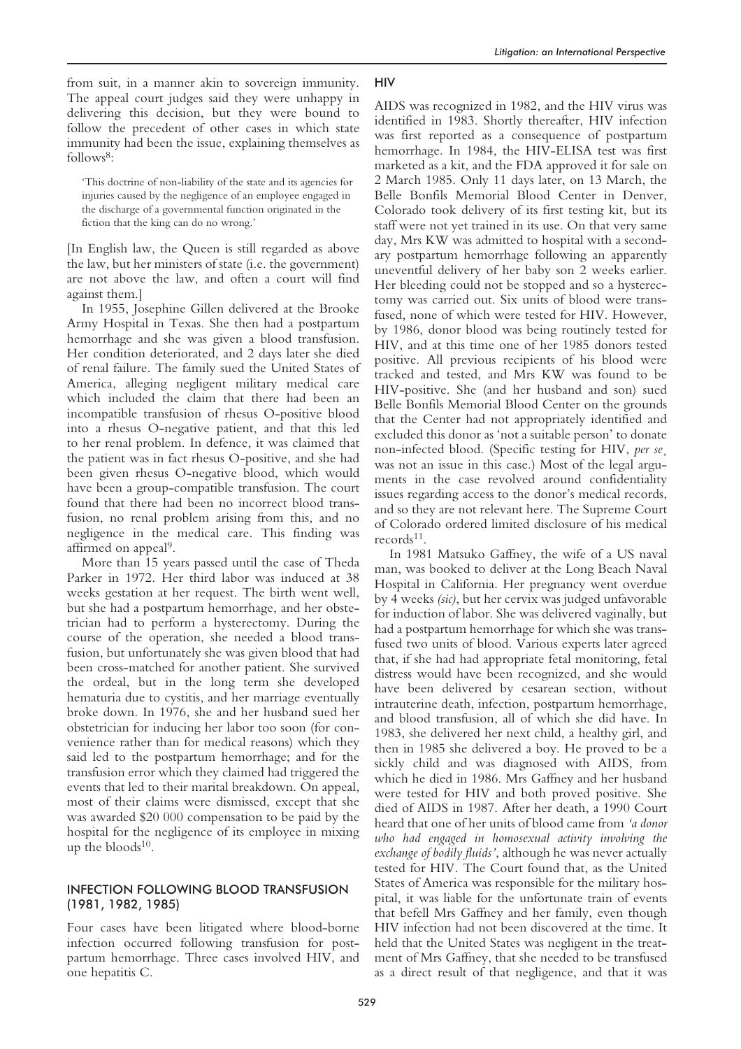from suit, in a manner akin to sovereign immunity. The appeal court judges said they were unhappy in delivering this decision, but they were bound to follow the precedent of other cases in which state immunity had been the issue, explaining themselves as follows[8]:

> 'This doctrine of non-liability of the state and its agencies for injuries caused by the negligence of an employee engaged in the discharge of a governmental function originated in the fiction that the king can do no wrong.'

[In English law, the Queen is still regarded as above the law, but her ministers of state (i.e. the government) are not above the law, and often a court will find against them.]

In 1955, Josephine Gillen delivered at the Brooke Army Hospital in Texas. She then had a postpartum hemorrhage and she was given a blood transfusion. Her condition deteriorated, and 2 days later she died of renal failure. The family sued the United States of America, alleging negligent military medical care which included the claim that there had been an incompatible transfusion of rhesus O-positive blood into a rhesus O-negative patient, and that this led to her renal problem. In defence, it was claimed that the patient was in fact rhesus O-positive, and she had been given rhesus O-negative blood, which would have been a group-compatible transfusion. The court found that there had been no incorrect blood transfusion, no renal problem arising from this, and no negligence in the medical care. This finding was affirmed on appeal[9].

More than 15 years passed until the case of Theda Parker in 1972. Her third labor was induced at 38 weeks gestation at her request. The birth went well, but she had a postpartum hemorrhage, and her obstetrician had to perform a hysterectomy. During the course of the operation, she needed a blood transfusion, but unfortunately she was given blood that had been cross-matched for another patient. She survived the ordeal, but in the long term she developed hematuria due to cystitis, and her marriage eventually broke down. In 1976, she and her husband sued her obstetrician for inducing her labor too soon (for convenience rather than for medical reasons) which they said led to the postpartum hemorrhage; and for the transfusion error which they claimed had triggered the events that led to their marital breakdown. On appeal, most of their claims were dismissed, except that she was awarded \$20 000 compensation to be paid by the hospital for the negligence of its employee in mixing up the bloods[10].

## INFECTION FOLLOWING BLOOD TRANSFUSION (1981, 1982, 1985)

Four cases have been litigated where blood-borne infection occurred following transfusion for postpartum hemorrhage. Three cases involved HIV, and one hepatitis C.

### HIV

AIDS was recognized in 1982, and the HIV virus was identified in 1983. Shortly thereafter, HIV infection was first reported as a consequence of postpartum hemorrhage. In 1984, the HIV-ELISA test was first marketed as a kit, and the FDA approved it for sale on 2 March 1985. Only 11 days later, on 13 March, the Belle Bonfils Memorial Blood Center in Denver, Colorado took delivery of its first testing kit, but its staff were not yet trained in its use. On that very same day, Mrs KW was admitted to hospital with a secondary postpartum hemorrhage following an apparently uneventful delivery of her baby son 2 weeks earlier. Her bleeding could not be stopped and so a hysterectomy was carried out. Six units of blood were transfused, none of which were tested for HIV. However, by 1986, donor blood was being routinely tested for HIV, and at this time one of her 1985 donors tested positive. All previous recipients of his blood were tracked and tested, and Mrs KW was found to be HIV-positive. She (and her husband and son) sued Belle Bonfils Memorial Blood Center on the grounds that the Center had not appropriately identified and excluded this donor as 'not a suitable person' to donate non-infected blood. (Specific testing for HIV, *per se*, was not an issue in this case.) Most of the legal arguments in the case revolved around confidentiality issues regarding access to the donor's medical records, and so they are not relevant here. The Supreme Court of Colorado ordered limited disclosure of his medical records[11].

In 1981 Matsuko Gaffney, the wife of a US naval man, was booked to deliver at the Long Beach Naval Hospital in California. Her pregnancy went overdue by 4 weeks *(sic)*, but her cervix was judged unfavorable for induction of labor. She was delivered vaginally, but had a postpartum hemorrhage for which she was transfused two units of blood. Various experts later agreed that, if she had had appropriate fetal monitoring, fetal distress would have been recognized, and she would have been delivered by cesarean section, without intrauterine death, infection, postpartum hemorrhage, and blood transfusion, all of which she did have. In 1983, she delivered her next child, a healthy girl, and then in 1985 she delivered a boy. He proved to be a sickly child and was diagnosed with AIDS, from which he died in 1986. Mrs Gaffney and her husband were tested for HIV and both proved positive. She died of AIDS in 1987. After her death, a 1990 Court heard that one of her units of blood came from *'a donor who had engaged in homosexual activity involving the exchange of bodily fluids'*, although he was never actually tested for HIV. The Court found that, as the United States of America was responsible for the military hospital, it was liable for the unfortunate train of events that befell Mrs Gaffney and her family, even though HIV infection had not been discovered at the time. It held that the United States was negligent in the treatment of Mrs Gaffney, that she needed to be transfused as a direct result of that negligence, and that it was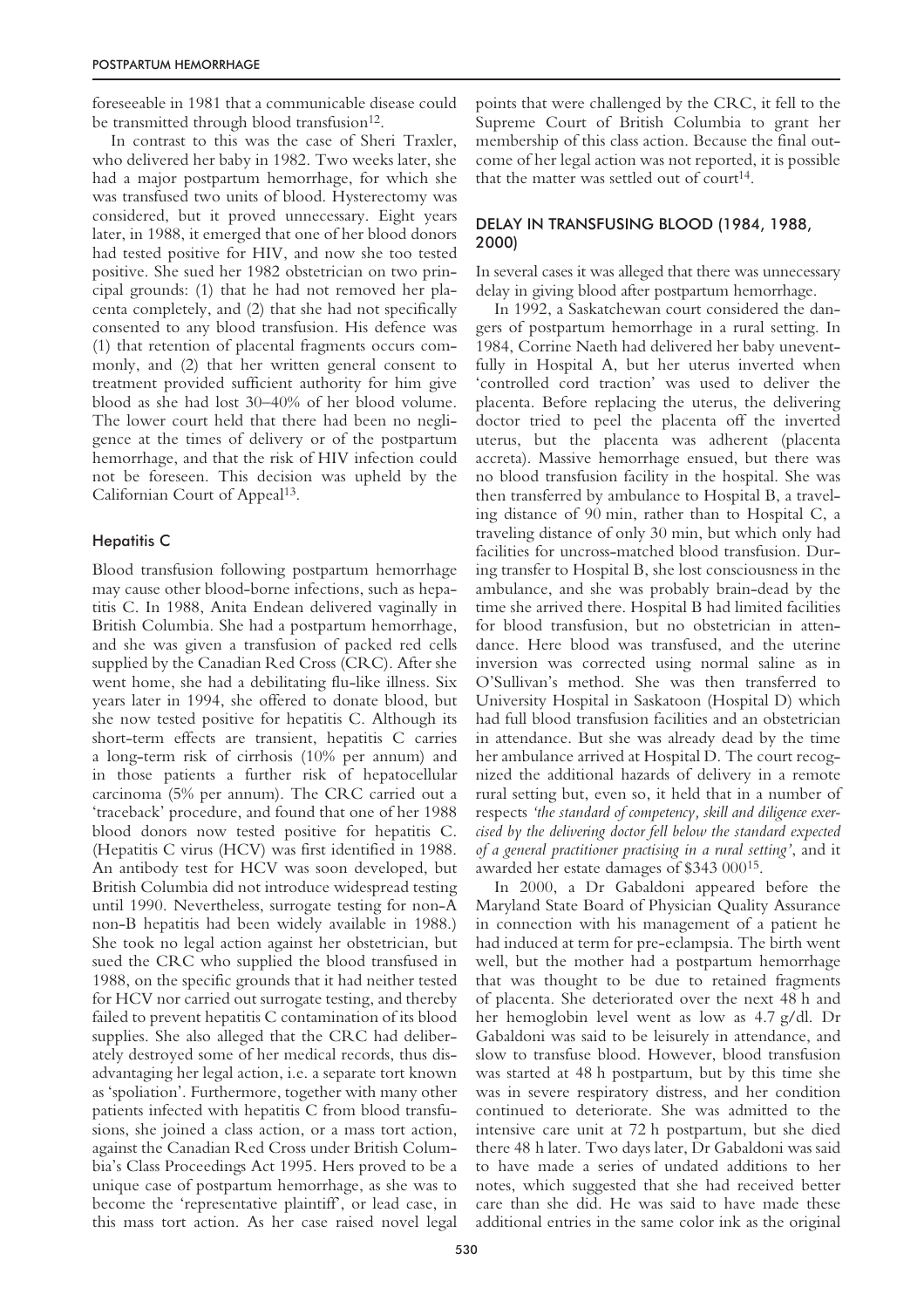foreseeable in 1981 that a communicable disease could be transmitted through blood transfusion[12].

In contrast to this was the case of Sheri Traxler, who delivered her baby in 1982. Two weeks later, she had a major postpartum hemorrhage, for which she was transfused two units of blood. Hysterectomy was considered, but it proved unnecessary. Eight years later, in 1988, it emerged that one of her blood donors had tested positive for HIV, and now she too tested positive. She sued her 1982 obstetrician on two principal grounds: (1) that he had not removed her placenta completely, and (2) that she had not specifically consented to any blood transfusion. His defence was (1) that retention of placental fragments occurs commonly, and (2) that her written general consent to treatment provided sufficient authority for him give blood as she had lost 30–40% of her blood volume. The lower court held that there had been no negligence at the times of delivery or of the postpartum hemorrhage, and that the risk of HIV infection could not be foreseen. This decision was upheld by the Californian Court of Appeal[13].

### Hepatitis C

Blood transfusion following postpartum hemorrhage may cause other blood-borne infections, such as hepatitis C. In 1988, Anita Endean delivered vaginally in British Columbia. She had a postpartum hemorrhage, and she was given a transfusion of packed red cells supplied by the Canadian Red Cross (CRC). After she went home, she had a debilitating flu-like illness. Six years later in 1994, she offered to donate blood, but she now tested positive for hepatitis C. Although its short-term effects are transient, hepatitis C carries a long-term risk of cirrhosis (10% per annum) and in those patients a further risk of hepatocellular carcinoma (5% per annum). The CRC carried out a 'traceback' procedure, and found that one of her 1988 blood donors now tested positive for hepatitis C. (Hepatitis C virus (HCV) was first identified in 1988. An antibody test for HCV was soon developed, but British Columbia did not introduce widespread testing until 1990. Nevertheless, surrogate testing for non-A non-B hepatitis had been widely available in 1988.) She took no legal action against her obstetrician, but sued the CRC who supplied the blood transfused in 1988, on the specific grounds that it had neither tested for HCV nor carried out surrogate testing, and thereby failed to prevent hepatitis C contamination of its blood supplies. She also alleged that the CRC had deliberately destroyed some of her medical records, thus disadvantaging her legal action, i.e. a separate tort known as 'spoliation'. Furthermore, together with many other patients infected with hepatitis C from blood transfusions, she joined a class action, or a mass tort action, against the Canadian Red Cross under British Columbia's Class Proceedings Act 1995. Hers proved to be a unique case of postpartum hemorrhage, as she was to become the 'representative plaintiff', or lead case, in this mass tort action. As her case raised novel legal points that were challenged by the CRC, it fell to the Supreme Court of British Columbia to grant her membership of this class action. Because the final outcome of her legal action was not reported, it is possible that the matter was settled out of court[14].

## DELAY IN TRANSFUSING BLOOD (1984, 1988, 2000)

In several cases it was alleged that there was unnecessary delay in giving blood after postpartum hemorrhage.

In 1992, a Saskatchewan court considered the dangers of postpartum hemorrhage in a rural setting. In 1984, Corrine Naeth had delivered her baby uneventfully in Hospital A, but her uterus inverted when 'controlled cord traction' was used to deliver the placenta. Before replacing the uterus, the delivering doctor tried to peel the placenta off the inverted uterus, but the placenta was adherent (placenta accreta). Massive hemorrhage ensued, but there was no blood transfusion facility in the hospital. She was then transferred by ambulance to Hospital B, a traveling distance of 90 min, rather than to Hospital C, a traveling distance of only 30 min, but which only had facilities for uncross-matched blood transfusion. During transfer to Hospital B, she lost consciousness in the ambulance, and she was probably brain-dead by the time she arrived there. Hospital B had limited facilities for blood transfusion, but no obstetrician in attendance. Here blood was transfused, and the uterine inversion was corrected using normal saline as in O'Sullivan's method. She was then transferred to University Hospital in Saskatoon (Hospital D) which had full blood transfusion facilities and an obstetrician in attendance. But she was already dead by the time her ambulance arrived at Hospital D. The court recognized the additional hazards of delivery in a remote rural setting but, even so, it held that in a number of respects *'the standard of competency, skill and diligence exercised by the delivering doctor fell below the standard expected of a general practitioner practising in a rural setting'*, and it awarded her estate damages of $343 000[15].

In 2000, a Dr Gabaldoni appeared before the Maryland State Board of Physician Quality Assurance in connection with his management of a patient he had induced at term for pre-eclampsia. The birth went well, but the mother had a postpartum hemorrhage that was thought to be due to retained fragments of placenta. She deteriorated over the next 48 h and her hemoglobin level went as low as 4.7 g/dl. Dr Gabaldoni was said to be leisurely in attendance, and slow to transfuse blood. However, blood transfusion was started at 48 h postpartum, but by this time she was in severe respiratory distress, and her condition continued to deteriorate. She was admitted to the intensive care unit at 72 h postpartum, but she died there 48 h later. Two days later, Dr Gabaldoni was said to have made a series of undated additions to her notes, which suggested that she had received better care than she did. He was said to have made these additional entries in the same color ink as the original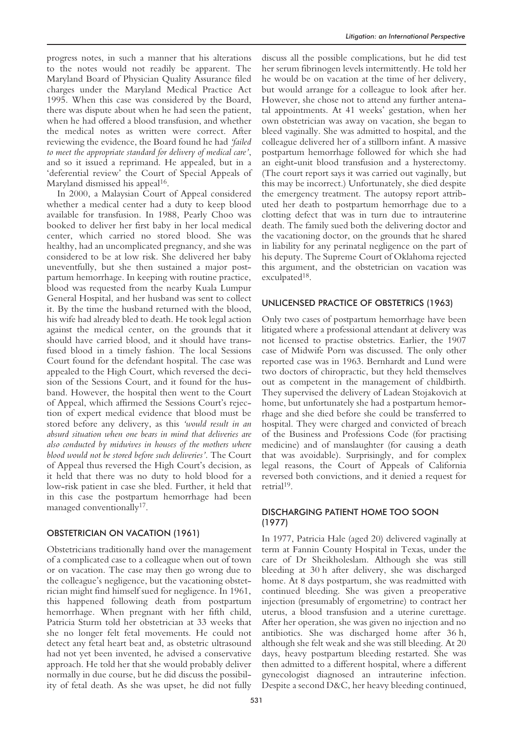progress notes, in such a manner that his alterations to the notes would not readily be apparent. The Maryland Board of Physician Quality Assurance filed charges under the Maryland Medical Practice Act 1995. When this case was considered by the Board, there was dispute about when he had seen the patient, when he had offered a blood transfusion, and whether the medical notes as written were correct. After reviewing the evidence, the Board found he had *'failed to meet the appropriate standard for delivery of medical care'*, and so it issued a reprimand. He appealed, but in a 'deferential review' the Court of Special Appeals of Maryland dismissed his appeal[16].

In 2000, a Malaysian Court of Appeal considered whether a medical center had a duty to keep blood available for transfusion. In 1988, Pearly Choo was booked to deliver her first baby in her local medical center, which carried no stored blood. She was healthy, had an uncomplicated pregnancy, and she was considered to be at low risk. She delivered her baby uneventfully, but she then sustained a major postpartum hemorrhage. In keeping with routine practice, blood was requested from the nearby Kuala Lumpur General Hospital, and her husband was sent to collect it. By the time the husband returned with the blood, his wife had already bled to death. He took legal action against the medical center, on the grounds that it should have carried blood, and it should have transfused blood in a timely fashion. The local Sessions Court found for the defendant hospital. The case was appealed to the High Court, which reversed the decision of the Sessions Court, and it found for the husband. However, the hospital then went to the Court of Appeal, which affirmed the Sessions Court's rejection of expert medical evidence that blood must be stored before any delivery, as this *'would result in an absurd situation when one bears in mind that deliveries are also conducted by midwives in houses of the mothers where blood would not be stored before such deliveries'*. The Court of Appeal thus reversed the High Court's decision, as it held that there was no duty to hold blood for a low-risk patient in case she bled. Further, it held that in this case the postpartum hemorrhage had been managed conventionally[17].

## OBSTETRICIAN ON VACATION (1961)

Obstetricians traditionally hand over the management of a complicated case to a colleague when out of town or on vacation. The case may then go wrong due to the colleague's negligence, but the vacationing obstetrician might find himself sued for negligence. In 1961, this happened following death from postpartum hemorrhage. When pregnant with her fifth child, Patricia Sturm told her obstetrician at 33 weeks that she no longer felt fetal movements. He could not detect any fetal heart beat and, as obstetric ultrasound had not yet been invented, he advised a conservative approach. He told her that she would probably deliver normally in due course, but he did discuss the possibility of fetal death. As she was upset, he did not fully discuss all the possible complications, but he did test her serum fibrinogen levels intermittently. He told her he would be on vacation at the time of her delivery, but would arrange for a colleague to look after her. However, she chose not to attend any further antenatal appointments. At 41 weeks' gestation, when her own obstetrician was away on vacation, she began to bleed vaginally. She was admitted to hospital, and the colleague delivered her of a stillborn infant. A massive postpartum hemorrhage followed for which she had an eight-unit blood transfusion and a hysterectomy. (The court report says it was carried out vaginally, but this may be incorrect.) Unfortunately, she died despite the emergency treatment. The autopsy report attributed her death to postpartum hemorrhage due to a clotting defect that was in turn due to intrauterine death. The family sued both the delivering doctor and the vacationing doctor, on the grounds that he shared in liability for any perinatal negligence on the part of his deputy. The Supreme Court of Oklahoma rejected this argument, and the obstetrician on vacation was exculpated[18].

## UNLICENSED PRACTICE OF OBSTETRICS (1963)

Only two cases of postpartum hemorrhage have been litigated where a professional attendant at delivery was not licensed to practise obstetrics. Earlier, the 1907 case of Midwife Porn was discussed. The only other reported case was in 1963. Bernhardt and Lund were two doctors of chiropractic, but they held themselves out as competent in the management of childbirth. They supervised the delivery of Ladean Stojakovich at home, but unfortunately she had a postpartum hemorrhage and she died before she could be transferred to hospital. They were charged and convicted of breach of the Business and Professions Code (for practising medicine) and of manslaughter (for causing a death that was avoidable). Surprisingly, and for complex legal reasons, the Court of Appeals of California reversed both convictions, and it denied a request for retrial[19].

## DISCHARGING PATIENT HOME TOO SOON (1977)

In 1977, Patricia Hale (aged 20) delivered vaginally at term at Fannin County Hospital in Texas, under the care of Dr Sheikholeslam. Although she was still bleeding at 30 h after delivery, she was discharged home. At 8 days postpartum, she was readmitted with continued bleeding. She was given a preoperative injection (presumably of ergometrine) to contract her uterus, a blood transfusion and a uterine curettage. After her operation, she was given no injection and no antibiotics. She was discharged home after 36 h, although she felt weak and she was still bleeding. At 20 days, heavy postpartum bleeding restarted. She was then admitted to a different hospital, where a different gynecologist diagnosed an intrauterine infection. Despite a second D&C, her heavy bleeding continued,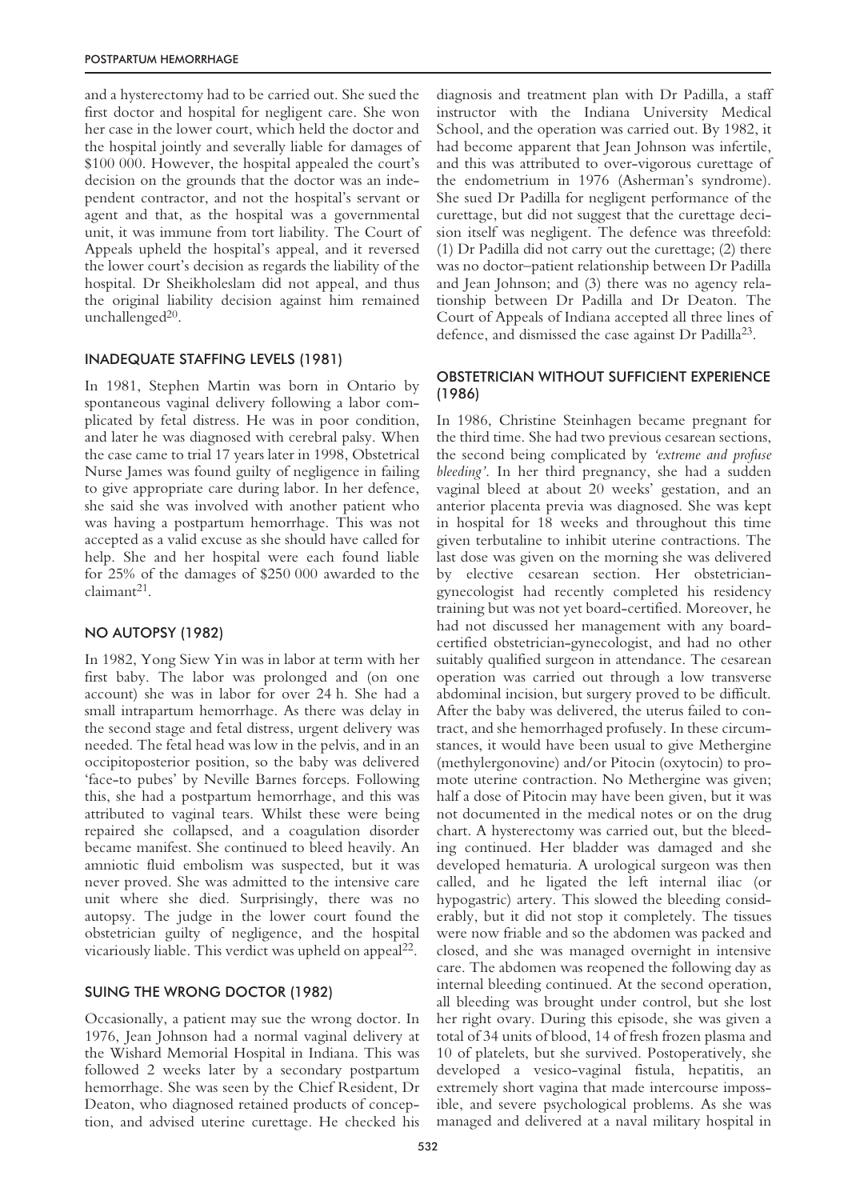and a hysterectomy had to be carried out. She sued the first doctor and hospital for negligent care. She won her case in the lower court, which held the doctor and the hospital jointly and severally liable for damages of $100 000. However, the hospital appealed the court's decision on the grounds that the doctor was an independent contractor, and not the hospital's servant or agent and that, as the hospital was a governmental unit, it was immune from tort liability. The Court of Appeals upheld the hospital's appeal, and it reversed the lower court's decision as regards the liability of the hospital. Dr Sheikholeslam did not appeal, and thus the original liability decision against him remained unchallenged[20].

## INADEQUATE STAFFING LEVELS (1981)

In 1981, Stephen Martin was born in Ontario by spontaneous vaginal delivery following a labor complicated by fetal distress. He was in poor condition, and later he was diagnosed with cerebral palsy. When the case came to trial 17 years later in 1998, Obstetrical Nurse James was found guilty of negligence in failing to give appropriate care during labor. In her defence, she said she was involved with another patient who was having a postpartum hemorrhage. This was not accepted as a valid excuse as she should have called for help. She and her hospital were each found liable for 25% of the damages of $250 000 awarded to the claimant[21].

## NO AUTOPSY (1982)

In 1982, Yong Siew Yin was in labor at term with her first baby. The labor was prolonged and (on one account) she was in labor for over 24 h. She had a small intrapartum hemorrhage. As there was delay in the second stage and fetal distress, urgent delivery was needed. The fetal head was low in the pelvis, and in an occipitoposterior position, so the baby was delivered 'face-to pubes' by Neville Barnes forceps. Following this, she had a postpartum hemorrhage, and this was attributed to vaginal tears. Whilst these were being repaired she collapsed, and a coagulation disorder became manifest. She continued to bleed heavily. An amniotic fluid embolism was suspected, but it was never proved. She was admitted to the intensive care unit where she died. Surprisingly, there was no autopsy. The judge in the lower court found the obstetrician guilty of negligence, and the hospital vicariously liable. This verdict was upheld on appeal[22].

## SUING THE WRONG DOCTOR (1982)

Occasionally, a patient may sue the wrong doctor. In 1976, Jean Johnson had a normal vaginal delivery at the Wishard Memorial Hospital in Indiana. This was followed 2 weeks later by a secondary postpartum hemorrhage. She was seen by the Chief Resident, Dr Deaton, who diagnosed retained products of conception, and advised uterine curettage. He checked his diagnosis and treatment plan with Dr Padilla, a staff instructor with the Indiana University Medical School, and the operation was carried out. By 1982, it had become apparent that Jean Johnson was infertile, and this was attributed to over-vigorous curettage of the endometrium in 1976 (Asherman's syndrome). She sued Dr Padilla for negligent performance of the curettage, but did not suggest that the curettage decision itself was negligent. The defence was threefold: (1) Dr Padilla did not carry out the curettage; (2) there was no doctor–patient relationship between Dr Padilla and Jean Johnson; and (3) there was no agency relationship between Dr Padilla and Dr Deaton. The Court of Appeals of Indiana accepted all three lines of defence, and dismissed the case against Dr Padilla[23].

## OBSTETRICIAN WITHOUT SUFFICIENT EXPERIENCE (1986)

In 1986, Christine Steinhagen became pregnant for the third time. She had two previous cesarean sections, the second being complicated by *'extreme and profuse bleeding'*. In her third pregnancy, she had a sudden vaginal bleed at about 20 weeks' gestation, and an anterior placenta previa was diagnosed. She was kept in hospital for 18 weeks and throughout this time given terbutaline to inhibit uterine contractions. The last dose was given on the morning she was delivered by elective cesarean section. Her obstetrician-gynecologist had recently completed his residency training but was not yet board-certified. Moreover, he had not discussed her management with any board-certified obstetrician-gynecologist, and had no other suitably qualified surgeon in attendance. The cesarean operation was carried out through a low transverse abdominal incision, but surgery proved to be difficult. After the baby was delivered, the uterus failed to contract, and she hemorrhaged profusely. In these circumstances, it would have been usual to give Methergine (methylergonovine) and/or Pitocin (oxytocin) to promote uterine contraction. No Methergine was given; half a dose of Pitocin may have been given, but it was not documented in the medical notes or on the drug chart. A hysterectomy was carried out, but the bleeding continued. Her bladder was damaged and she developed hematuria. A urological surgeon was then called, and he ligated the left internal iliac (or hypogastric) artery. This slowed the bleeding considerably, but it did not stop it completely. The tissues were now friable and so the abdomen was packed and closed, and she was managed overnight in intensive care. The abdomen was reopened the following day as internal bleeding continued. At the second operation, all bleeding was brought under control, but she lost her right ovary. During this episode, she was given a total of 34 units of blood, 14 of fresh frozen plasma and 10 of platelets, but she survived. Postoperatively, she developed a vesico-vaginal fistula, hepatitis, an extremely short vagina that made intercourse impossible, and severe psychological problems. As she was managed and delivered at a naval military hospital in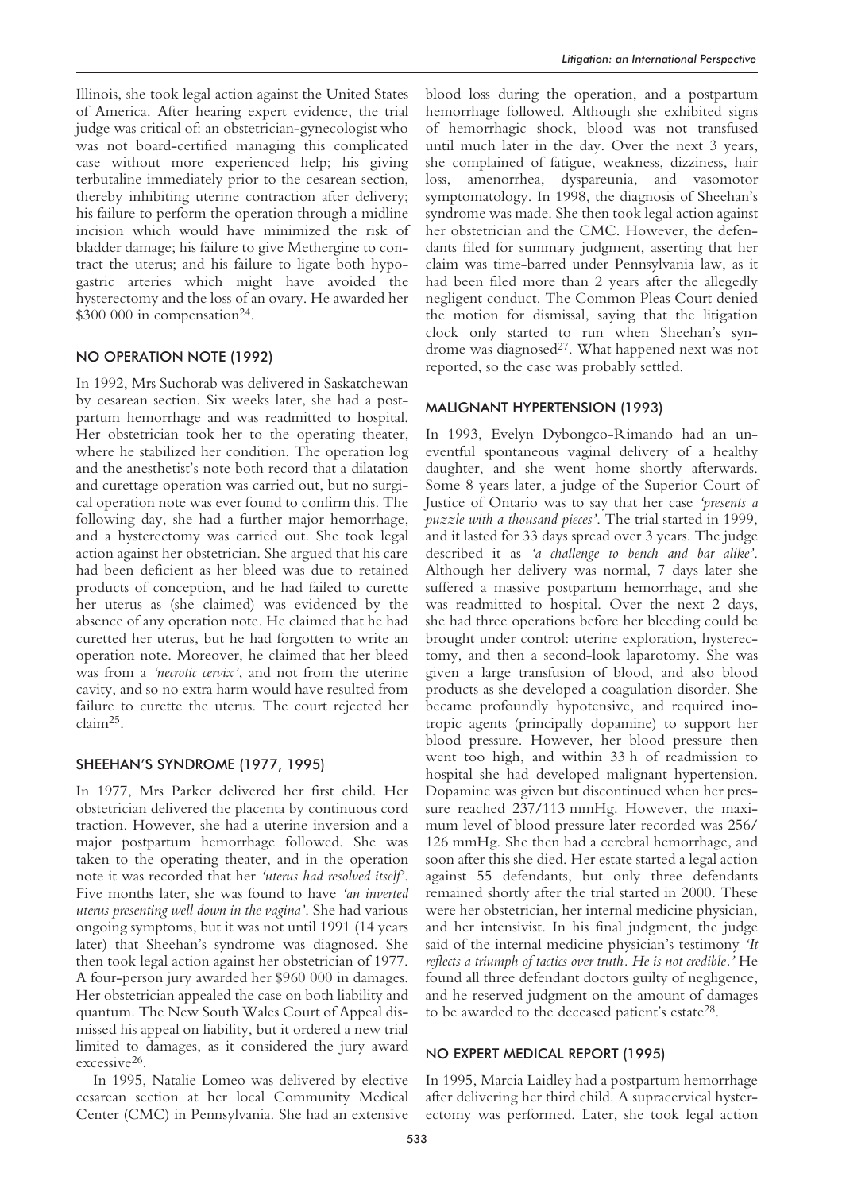Illinois, she took legal action against the United States of America. After hearing expert evidence, the trial judge was critical of: an obstetrician-gynecologist who was not board-certified managing this complicated case without more experienced help; his giving terbutaline immediately prior to the cesarean section, thereby inhibiting uterine contraction after delivery; his failure to perform the operation through a midline incision which would have minimized the risk of bladder damage; his failure to give Methergine to contract the uterus; and his failure to ligate both hypogastric arteries which might have avoided the hysterectomy and the loss of an ovary. He awarded her $300 000 in compensation[24].

## NO OPERATION NOTE (1992)

In 1992, Mrs Suchorab was delivered in Saskatchewan by cesarean section. Six weeks later, she had a postpartum hemorrhage and was readmitted to hospital. Her obstetrician took her to the operating theater, where he stabilized her condition. The operation log and the anesthetist's note both record that a dilatation and curettage operation was carried out, but no surgical operation note was ever found to confirm this. The following day, she had a further major hemorrhage, and a hysterectomy was carried out. She took legal action against her obstetrician. She argued that his care had been deficient as her bleed was due to retained products of conception, and he had failed to curette her uterus as (she claimed) was evidenced by the absence of any operation note. He claimed that he had curetted her uterus, but he had forgotten to write an operation note. Moreover, he claimed that her bleed was from a *'necrotic cervix'*, and not from the uterine cavity, and so no extra harm would have resulted from failure to curette the uterus. The court rejected her claim[25].

## SHEEHAN'S SYNDROME (1977, 1995)

In 1977, Mrs Parker delivered her first child. Her obstetrician delivered the placenta by continuous cord traction. However, she had a uterine inversion and a major postpartum hemorrhage followed. She was taken to the operating theater, and in the operation note it was recorded that her *'uterus had resolved itself'*. Five months later, she was found to have *'an inverted uterus presenting well down in the vagina'*. She had various ongoing symptoms, but it was not until 1991 (14 years later) that Sheehan's syndrome was diagnosed. She then took legal action against her obstetrician of 1977. A four-person jury awarded her $960 000 in damages. Her obstetrician appealed the case on both liability and quantum. The New South Wales Court of Appeal dismissed his appeal on liability, but it ordered a new trial limited to damages, as it considered the jury award excessive[26].

In 1995, Natalie Lomeo was delivered by elective cesarean section at her local Community Medical Center (CMC) in Pennsylvania. She had an extensive blood loss during the operation, and a postpartum hemorrhage followed. Although she exhibited signs of hemorrhagic shock, blood was not transfused until much later in the day. Over the next 3 years, she complained of fatigue, weakness, dizziness, hair loss, amenorrhea, dyspareunia, and vasomotor symptomatology. In 1998, the diagnosis of Sheehan's syndrome was made. She then took legal action against her obstetrician and the CMC. However, the defendants filed for summary judgment, asserting that her claim was time-barred under Pennsylvania law, as it had been filed more than 2 years after the allegedly negligent conduct. The Common Pleas Court denied the motion for dismissal, saying that the litigation clock only started to run when Sheehan's syndrome was diagnosed[27]. What happened next was not reported, so the case was probably settled.

## MALIGNANT HYPERTENSION (1993)

In 1993, Evelyn Dybongco-Rimando had an uneventful spontaneous vaginal delivery of a healthy daughter, and she went home shortly afterwards. Some 8 years later, a judge of the Superior Court of Justice of Ontario was to say that her case *'presents a puzzle with a thousand pieces'*. The trial started in 1999, and it lasted for 33 days spread over 3 years. The judge described it as *'a challenge to bench and bar alike'*. Although her delivery was normal, 7 days later she suffered a massive postpartum hemorrhage, and she was readmitted to hospital. Over the next 2 days, she had three operations before her bleeding could be brought under control: uterine exploration, hysterectomy, and then a second-look laparotomy. She was given a large transfusion of blood, and also blood products as she developed a coagulation disorder. She became profoundly hypotensive, and required inotropic agents (principally dopamine) to support her blood pressure. However, her blood pressure then went too high, and within 33 h of readmission to hospital she had developed malignant hypertension. Dopamine was given but discontinued when her pressure reached 237/113 mmHg. However, the maximum level of blood pressure later recorded was 256/126 mmHg. She then had a cerebral hemorrhage, and soon after this she died. Her estate started a legal action against 55 defendants, but only three defendants remained shortly after the trial started in 2000. These were her obstetrician, her internal medicine physician, and her intensivist. In his final judgment, the judge said of the internal medicine physician's testimony *'It reflects a triumph of tactics over truth. He is not credible.'* He found all three defendant doctors guilty of negligence, and he reserved judgment on the amount of damages to be awarded to the deceased patient's estate[28].

## NO EXPERT MEDICAL REPORT (1995)

In 1995, Marcia Laidley had a postpartum hemorrhage after delivering her third child. A supracervical hysterectomy was performed. Later, she took legal action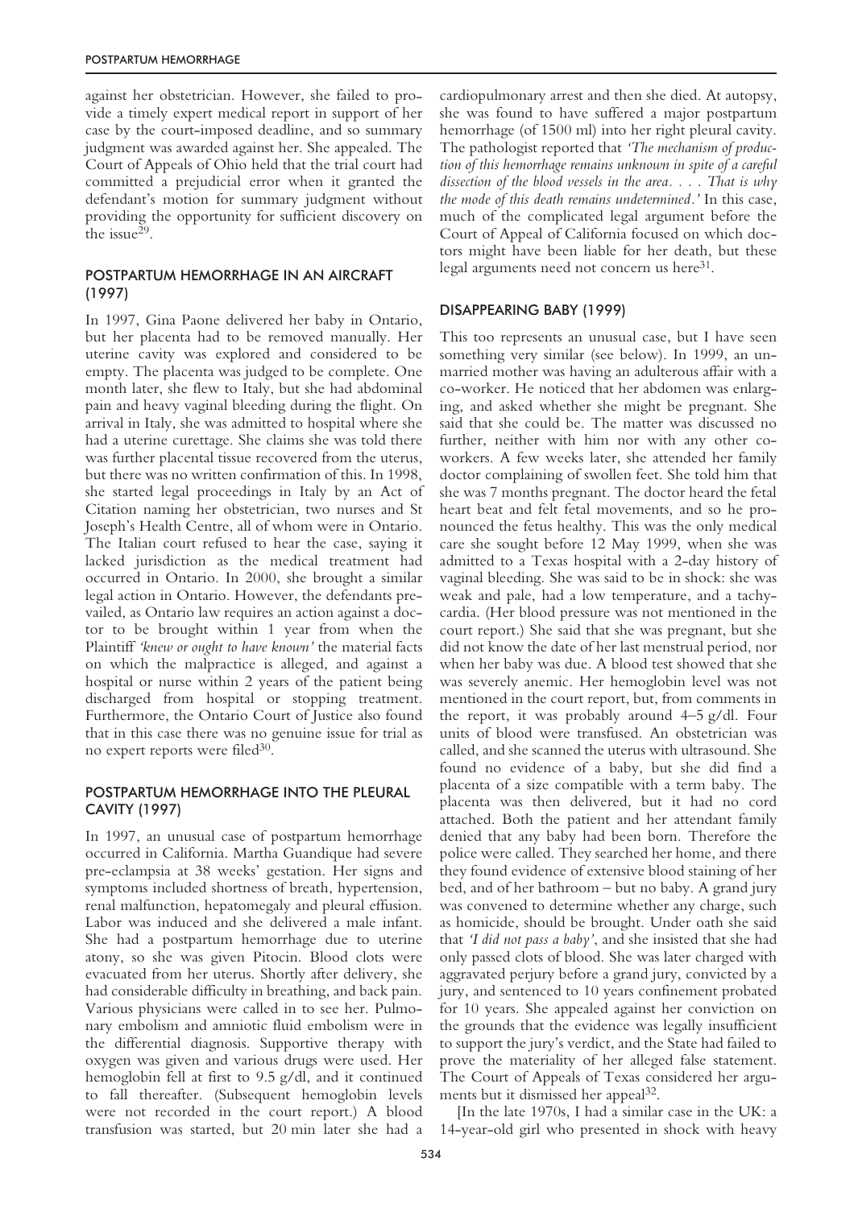against her obstetrician. However, she failed to provide a timely expert medical report in support of her case by the court-imposed deadline, and so summary judgment was awarded against her. She appealed. The Court of Appeals of Ohio held that the trial court had committed a prejudicial error when it granted the defendant's motion for summary judgment without providing the opportunity for sufficient discovery on the issue[29].

## POSTPARTUM HEMORRHAGE IN AN AIRCRAFT (1997)

In 1997, Gina Paone delivered her baby in Ontario, but her placenta had to be removed manually. Her uterine cavity was explored and considered to be empty. The placenta was judged to be complete. One month later, she flew to Italy, but she had abdominal pain and heavy vaginal bleeding during the flight. On arrival in Italy, she was admitted to hospital where she had a uterine curettage. She claims she was told there was further placental tissue recovered from the uterus, but there was no written confirmation of this. In 1998, she started legal proceedings in Italy by an Act of Citation naming her obstetrician, two nurses and St Joseph's Health Centre, all of whom were in Ontario. The Italian court refused to hear the case, saying it lacked jurisdiction as the medical treatment had occurred in Ontario. In 2000, she brought a similar legal action in Ontario. However, the defendants prevailed, as Ontario law requires an action against a doctor to be brought within 1 year from when the Plaintiff *'knew or ought to have known'* the material facts on which the malpractice is alleged, and against a hospital or nurse within 2 years of the patient being discharged from hospital or stopping treatment. Furthermore, the Ontario Court of Justice also found that in this case there was no genuine issue for trial as no expert reports were filed[30].

## POSTPARTUM HEMORRHAGE INTO THE PLEURAL CAVITY (1997)

In 1997, an unusual case of postpartum hemorrhage occurred in California. Martha Guandique had severe pre-eclampsia at 38 weeks' gestation. Her signs and symptoms included shortness of breath, hypertension, renal malfunction, hepatomegaly and pleural effusion. Labor was induced and she delivered a male infant. She had a postpartum hemorrhage due to uterine atony, so she was given Pitocin. Blood clots were evacuated from her uterus. Shortly after delivery, she had considerable difficulty in breathing, and back pain. Various physicians were called in to see her. Pulmonary embolism and amniotic fluid embolism were in the differential diagnosis. Supportive therapy with oxygen was given and various drugs were used. Her hemoglobin fell at first to 9.5 g/dl, and it continued to fall thereafter. (Subsequent hemoglobin levels were not recorded in the court report.) A blood transfusion was started, but 20 min later she had a cardiopulmonary arrest and then she died. At autopsy, she was found to have suffered a major postpartum hemorrhage (of 1500 ml) into her right pleural cavity. The pathologist reported that *'The mechanism of production of this hemorrhage remains unknown in spite of a careful dissection of the blood vessels in the area. . . . That is why the mode of this death remains undetermined.'* In this case, much of the complicated legal argument before the Court of Appeal of California focused on which doctors might have been liable for her death, but these legal arguments need not concern us here[31].

## DISAPPEARING BABY (1999)

This too represents an unusual case, but I have seen something very similar (see below). In 1999, an unmarried mother was having an adulterous affair with a co-worker. He noticed that her abdomen was enlarging, and asked whether she might be pregnant. She said that she could be. The matter was discussed no further, neither with him nor with any other co-workers. A few weeks later, she attended her family doctor complaining of swollen feet. She told him that she was 7 months pregnant. The doctor heard the fetal heart beat and felt fetal movements, and so he pronounced the fetus healthy. This was the only medical care she sought before 12 May 1999, when she was admitted to a Texas hospital with a 2-day history of vaginal bleeding. She was said to be in shock: she was weak and pale, had a low temperature, and a tachycardia. (Her blood pressure was not mentioned in the court report.) She said that she was pregnant, but she did not know the date of her last menstrual period, nor when her baby was due. A blood test showed that she was severely anemic. Her hemoglobin level was not mentioned in the court report, but, from comments in the report, it was probably around 4–5 g/dl. Four units of blood were transfused. An obstetrician was called, and she scanned the uterus with ultrasound. She found no evidence of a baby, but she did find a placenta of a size compatible with a term baby. The placenta was then delivered, but it had no cord attached. Both the patient and her attendant family denied that any baby had been born. Therefore the police were called. They searched her home, and there they found evidence of extensive blood staining of her bed, and of her bathroom – but no baby. A grand jury was convened to determine whether any charge, such as homicide, should be brought. Under oath she said that *'I did not pass a baby'*, and she insisted that she had only passed clots of blood. She was later charged with aggravated perjury before a grand jury, convicted by a jury, and sentenced to 10 years confinement probated for 10 years. She appealed against her conviction on the grounds that the evidence was legally insufficient to support the jury's verdict, and the State had failed to prove the materiality of her alleged false statement. The Court of Appeals of Texas considered her arguments but it dismissed her appeal[32].

[In the late 1970s, I had a similar case in the UK: a 14-year-old girl who presented in shock with heavy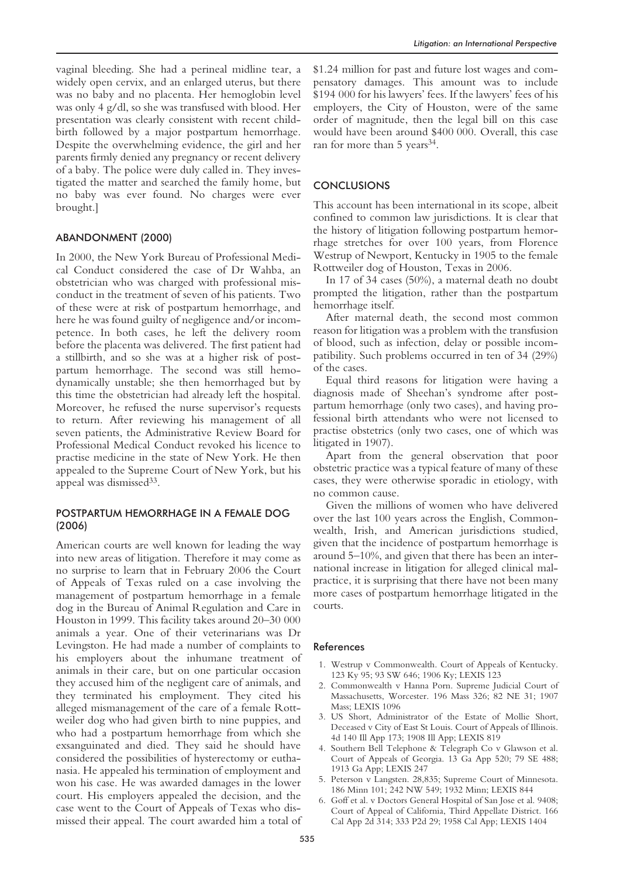vaginal bleeding. She had a perineal midline tear, a widely open cervix, and an enlarged uterus, but there was no baby and no placenta. Her hemoglobin level was only 4 g/dl, so she was transfused with blood. Her presentation was clearly consistent with recent childbirth followed by a major postpartum hemorrhage. Despite the overwhelming evidence, the girl and her parents firmly denied any pregnancy or recent delivery of a baby. The police were duly called in. They investigated the matter and searched the family home, but no baby was ever found. No charges were ever brought.]

## ABANDONMENT (2000)

In 2000, the New York Bureau of Professional Medical Conduct considered the case of Dr Wahba, an obstetrician who was charged with professional misconduct in the treatment of seven of his patients. Two of these were at risk of postpartum hemorrhage, and here he was found guilty of negligence and/or incompetence. In both cases, he left the delivery room before the placenta was delivered. The first patient had a stillbirth, and so she was at a higher risk of postpartum hemorrhage. The second was still hemodynamically unstable; she then hemorrhaged but by this time the obstetrician had already left the hospital. Moreover, he refused the nurse supervisor's requests to return. After reviewing his management of all seven patients, the Administrative Review Board for Professional Medical Conduct revoked his licence to practise medicine in the state of New York. He then appealed to the Supreme Court of New York, but his appeal was dismissed[33].

## POSTPARTUM HEMORRHAGE IN A FEMALE DOG (2006)

American courts are well known for leading the way into new areas of litigation. Therefore it may come as no surprise to learn that in February 2006 the Court of Appeals of Texas ruled on a case involving the management of postpartum hemorrhage in a female dog in the Bureau of Animal Regulation and Care in Houston in 1999. This facility takes around 20–30 000 animals a year. One of their veterinarians was Dr Levingston. He had made a number of complaints to his employers about the inhumane treatment of animals in their care, but on one particular occasion they accused him of the negligent care of animals, and they terminated his employment. They cited his alleged mismanagement of the care of a female Rottweiler dog who had given birth to nine puppies, and who had a postpartum hemorrhage from which she exsanguinated and died. They said he should have considered the possibilities of hysterectomy or euthanasia. He appealed his termination of employment and won his case. He was awarded damages in the lower court. His employers appealed the decision, and the case went to the Court of Appeals of Texas who dismissed their appeal. The court awarded him a total of $1.24 million for past and future lost wages and compensatory damages. This amount was to include $194 000 for his lawyers' fees. If the lawyers' fees of his employers, the City of Houston, were of the same order of magnitude, then the legal bill on this case would have been around $400 000. Overall, this case ran for more than 5 years[34].

## CONCLUSIONS

This account has been international in its scope, albeit confined to common law jurisdictions. It is clear that the history of litigation following postpartum hemorrhage stretches for over 100 years, from Florence Westrup of Newport, Kentucky in 1905 to the female Rottweiler dog of Houston, Texas in 2006.

In 17 of 34 cases (50%), a maternal death no doubt prompted the litigation, rather than the postpartum hemorrhage itself.

After maternal death, the second most common reason for litigation was a problem with the transfusion of blood, such as infection, delay or possible incompatibility. Such problems occurred in ten of 34 (29%) of the cases.

Equal third reasons for litigation were having a diagnosis made of Sheehan's syndrome after postpartum hemorrhage (only two cases), and having professional birth attendants who were not licensed to practise obstetrics (only two cases, one of which was litigated in 1907).

Apart from the general observation that poor obstetric practice was a typical feature of many of these cases, they were otherwise sporadic in etiology, with no common cause.

Given the millions of women who have delivered over the last 100 years across the English, Commonwealth, Irish, and American jurisdictions studied, given that the incidence of postpartum hemorrhage is around 5–10%, and given that there has been an international increase in litigation for alleged clinical malpractice, it is surprising that there have not been many more cases of postpartum hemorrhage litigated in the courts.

### References

1. Westrup v Commonwealth. Court of Appeals of Kentucky. 123 Ky 95; 93 SW 646; 1906 Ky; LEXIS 123
2. Commonwealth v Hanna Porn. Supreme Judicial Court of Massachusetts, Worcester. 196 Mass 326; 82 NE 31; 1907 Mass; LEXIS 1096
3. US Short, Administrator of the Estate of Mollie Short, Deceased v City of East St Louis. Court of Appeals of Illinois. 4d 140 Ill App 173; 1908 Ill App; LEXIS 819
4. Southern Bell Telephone & Telegraph Co v Glawson et al. Court of Appeals of Georgia. 13 Ga App 520; 79 SE 488; 1913 Ga App; LEXIS 247
5. Peterson v Langsten. 28,835; Supreme Court of Minnesota. 186 Minn 101; 242 NW 549; 1932 Minn; LEXIS 844
6. Goff et al. v Doctors General Hospital of San Jose et al. 9408; Court of Appeal of California, Third Appellate District. 166 Cal App 2d 314; 333 P2d 29; 1958 Cal App; LEXIS 1404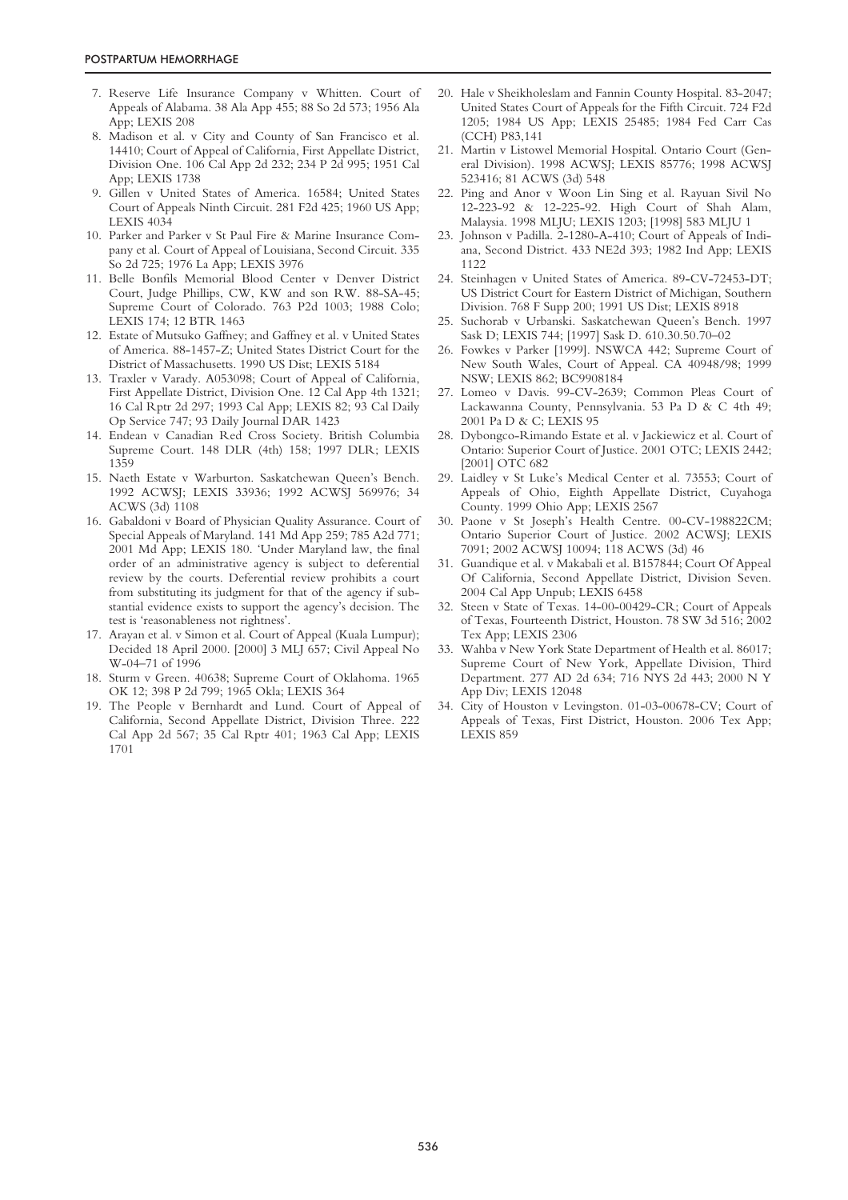7. Reserve Life Insurance Company v Whitten. Court of Appeals of Alabama. 38 Ala App 455; 88 So 2d 573; 1956 Ala App; LEXIS 208
8. Madison et al. v City and County of San Francisco et al. 14410; Court of Appeal of California, First Appellate District, Division One. 106 Cal App 2d 232; 234 P 2d 995; 1951 Cal App; LEXIS 1738
9. Gillen v United States of America. 16584; United States Court of Appeals Ninth Circuit. 281 F2d 425; 1960 US App; LEXIS 4034
10. Parker and Parker v St Paul Fire & Marine Insurance Company et al. Court of Appeal of Louisiana, Second Circuit. 335 So 2d 725; 1976 La App; LEXIS 3976
11. Belle Bonfils Memorial Blood Center v Denver District Court, Judge Phillips, CW, KW and son RW. 88-SA-45; Supreme Court of Colorado. 763 P2d 1003; 1988 Colo; LEXIS 174; 12 BTR 1463
12. Estate of Mutsuko Gaffney; and Gaffney et al. v United States of America. 88-1457-Z; United States District Court for the District of Massachusetts. 1990 US Dist; LEXIS 5184
13. Traxler v Varady. A053098; Court of Appeal of California, First Appellate District, Division One. 12 Cal App 4th 1321; 16 Cal Rptr 2d 297; 1993 Cal App; LEXIS 82; 93 Cal Daily Op Service 747; 93 Daily Journal DAR 1423
14. Endean v Canadian Red Cross Society. British Columbia Supreme Court. 148 DLR (4th) 158; 1997 DLR; LEXIS 1359
15. Naeth Estate v Warburton. Saskatchewan Queen's Bench. 1992 ACWSJ; LEXIS 33936; 1992 ACWSJ 569976; 34 ACWS (3d) 1108
16. Gabaldoni v Board of Physician Quality Assurance. Court of Special Appeals of Maryland. 141 Md App 259; 785 A2d 771; 2001 Md App; LEXIS 180. 'Under Maryland law, the final order of an administrative agency is subject to deferential review by the courts. Deferential review prohibits a court from substituting its judgment for that of the agency if substantial evidence exists to support the agency's decision. The test is 'reasonableness not rightness'.
17. Arayan et al. v Simon et al. Court of Appeal (Kuala Lumpur); Decided 18 April 2000. [2000] 3 MLJ 657; Civil Appeal No W-04–71 of 1996
18. Sturm v Green. 40638; Supreme Court of Oklahoma. 1965 OK 12; 398 P 2d 799; 1965 Okla; LEXIS 364
19. The People v Bernhardt and Lund. Court of Appeal of California, Second Appellate District, Division Three. 222 Cal App 2d 567; 35 Cal Rptr 401; 1963 Cal App; LEXIS 1701
20. Hale v Sheikholeslam and Fannin County Hospital. 83-2047; United States Court of Appeals for the Fifth Circuit. 724 F2d 1205; 1984 US App; LEXIS 25485; 1984 Fed Carr Cas (CCH) P83,141
21. Martin v Listowel Memorial Hospital. Ontario Court (General Division). 1998 ACWSJ; LEXIS 85776; 1998 ACWSJ 523416; 81 ACWS (3d) 548
22. Ping and Anor v Woon Lin Sing et al. Rayuan Sivil No 12-223-92 & 12-225-92. High Court of Shah Alam, Malaysia. 1998 MLJU; LEXIS 1203; [1998] 583 MLJU 1
23. Johnson v Padilla. 2-1280-A-410; Court of Appeals of Indiana, Second District. 433 NE2d 393; 1982 Ind App; LEXIS 1122
24. Steinhagen v United States of America. 89-CV-72453-DT; US District Court for Eastern District of Michigan, Southern Division. 768 F Supp 200; 1991 US Dist; LEXIS 8918
25. Suchorab v Urbanski. Saskatchewan Queen's Bench. 1997 Sask D; LEXIS 744; [1997] Sask D. 610.30.50.70–02
26. Fowkes v Parker [1999]. NSWCA 442; Supreme Court of New South Wales, Court of Appeal. CA 40948/98; 1999 NSW; LEXIS 862; BC9908184
27. Lomeo v Davis. 99-CV-2639; Common Pleas Court of Lackawanna County, Pennsylvania. 53 Pa D & C 4th 49; 2001 Pa D & C; LEXIS 95
28. Dybongco-Rimando Estate et al. v Jackiewicz et al. Court of Ontario: Superior Court of Justice. 2001 OTC; LEXIS 2442; [2001] OTC 682
29. Laidley v St Luke's Medical Center et al. 73553; Court of Appeals of Ohio, Eighth Appellate District, Cuyahoga County. 1999 Ohio App; LEXIS 2567
30. Paone v St Joseph's Health Centre. 00-CV-198822CM; Ontario Superior Court of Justice. 2002 ACWSJ; LEXIS 7091; 2002 ACWSJ 10094; 118 ACWS (3d) 46
31. Guandique et al. v Makabali et al. B157844; Court Of Appeal Of California, Second Appellate District, Division Seven. 2004 Cal App Unpub; LEXIS 6458
32. Steen v State of Texas. 14-00-00429-CR; Court of Appeals of Texas, Fourteenth District, Houston. 78 SW 3d 516; 2002 Tex App; LEXIS 2306
33. Wahba v New York State Department of Health et al. 86017; Supreme Court of New York, Appellate Division, Third Department. 277 AD 2d 634; 716 NYS 2d 443; 2000 N Y App Div; LEXIS 12048
34. City of Houston v Levingston. 01-03-00678-CV; Court of Appeals of Texas, First District, Houston. 2006 Tex App; LEXIS 859